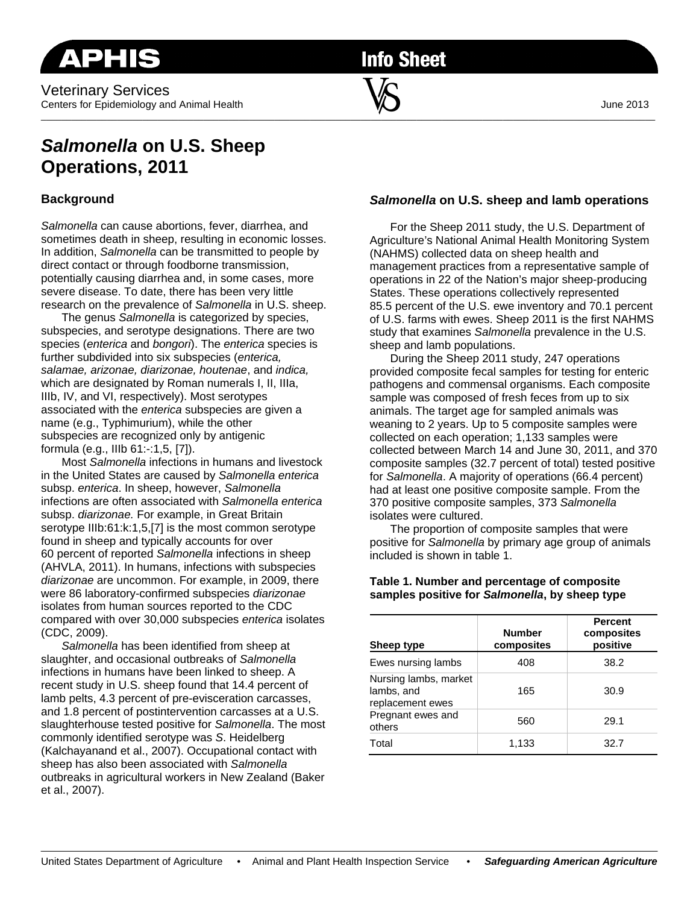APHIS **Info Sheet**

Veterinary Services
Centers for Epidemiology and Animal Health

June 2013

# *Salmonella* on U.S. Sheep Operations, 2011

## Background

*Salmonella* can cause abortions, fever, diarrhea, and sometimes death in sheep, resulting in economic losses. In addition, *Salmonella* can be transmitted to people by direct contact or through foodborne transmission, potentially causing diarrhea and, in some cases, more severe disease. To date, there has been very little research on the prevalence of *Salmonella* in U.S. sheep.

The genus *Salmonella* is categorized by species, subspecies, and serotype designations. There are two species (*enterica* and *bongori*). The *enterica* species is further subdivided into six subspecies (*enterica, salamae, arizonae, diarizonae, houtenae*, and *indica,* which are designated by Roman numerals I, II, IIIa, IIIb, IV, and VI, respectively). Most serotypes associated with the *enterica* subspecies are given a name (e.g., Typhimurium), while the other subspecies are recognized only by antigenic formula (e.g., IIIb 61:-:1,5, [7]).

Most *Salmonella* infections in humans and livestock in the United States are caused by *Salmonella enterica* subsp. *enterica*. In sheep, however, *Salmonella* infections are often associated with *Salmonella enterica* subsp. *diarizonae.* For example, in Great Britain serotype IIIb:61:k:1,5,[7] is the most common serotype found in sheep and typically accounts for over 60 percent of reported *Salmonella* infections in sheep (AHVLA, 2011). In humans, infections with subspecies *diarizonae* are uncommon. For example, in 2009, there were 86 laboratory-confirmed subspecies *diarizonae* isolates from human sources reported to the CDC compared with over 30,000 subspecies *enterica* isolates (CDC, 2009).

*Salmonella* has been identified from sheep at slaughter, and occasional outbreaks of *Salmonella* infections in humans have been linked to sheep. A recent study in U.S. sheep found that 14.4 percent of lamb pelts, 4.3 percent of pre-evisceration carcasses, and 1.8 percent of postintervention carcasses at a U.S. slaughterhouse tested positive for *Salmonella*. The most commonly identified serotype was *S*. Heidelberg (Kalchayanand et al., 2007). Occupational contact with sheep has also been associated with *Salmonella* outbreaks in agricultural workers in New Zealand (Baker et al., 2007).

## *Salmonella* on U.S. sheep and lamb operations

For the Sheep 2011 study, the U.S. Department of Agriculture's National Animal Health Monitoring System (NAHMS) collected data on sheep health and management practices from a representative sample of operations in 22 of the Nation's major sheep-producing States. These operations collectively represented 85.5 percent of the U.S. ewe inventory and 70.1 percent of U.S. farms with ewes. Sheep 2011 is the first NAHMS study that examines *Salmonella* prevalence in the U.S. sheep and lamb populations.

During the Sheep 2011 study, 247 operations provided composite fecal samples for testing for enteric pathogens and commensal organisms. Each composite sample was composed of fresh feces from up to six animals. The target age for sampled animals was weaning to 2 years. Up to 5 composite samples were collected on each operation; 1,133 samples were collected between March 14 and June 30, 2011, and 370 composite samples (32.7 percent of total) tested positive for *Salmonella*. A majority of operations (66.4 percent) had at least one positive composite sample. From the 370 positive composite samples, 373 *Salmonella* isolates were cultured.

The proportion of composite samples that were positive for *Salmonella* by primary age group of animals included is shown in table 1.

**Table 1. Number and percentage of composite samples positive for *Salmonella*, by sheep type**

| Sheep type | Number composites | Percent composites positive |
|---|---|---|
| Ewes nursing lambs | 408 | 38.2 |
| Nursing lambs, market lambs, and replacement ewes | 165 | 30.9 |
| Pregnant ewes and others | 560 | 29.1 |
| Total | 1,133 | 32.7 |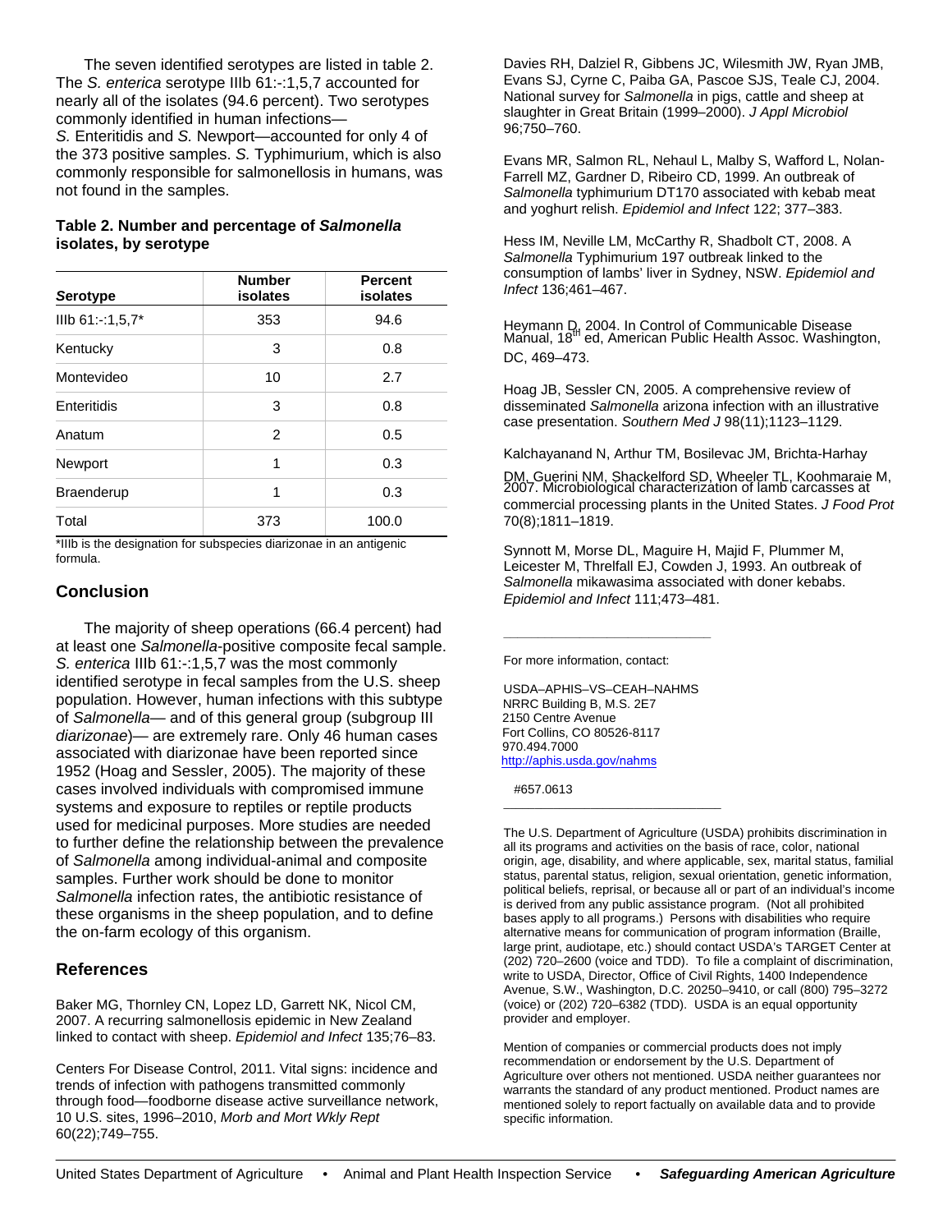The seven identified serotypes are listed in table 2. The *S. enterica* serotype IIIb 61:-:1,5,7 accounted for nearly all of the isolates (94.6 percent). Two serotypes commonly identified in human infections—*S.* Enteritidis and *S.* Newport—accounted for only 4 of the 373 positive samples. *S.* Typhimurium, which is also commonly responsible for salmonellosis in humans, was not found in the samples.

**Table 2. Number and percentage of *Salmonella* isolates, by serotype**

| *Serotype* | Number isolates | Percent isolates |
|---|---|---|
| IIIb 61:-:1,5,7* | 353 | 94.6 |
| Kentucky | 3 | 0.8 |
| Montevideo | 10 | 2.7 |
| Enteritidis | 3 | 0.8 |
| Anatum | 2 | 0.5 |
| Newport | 1 | 0.3 |
| Braenderup | 1 | 0.3 |
| Total | 373 | 100.0 |

*IIIb is the designation for subspecies diarizonae in an antigenic formula.

## Conclusion

The majority of sheep operations (66.4 percent) had at least one *Salmonella*-positive composite fecal sample. *S. enterica* IIIb 61:-:1,5,7 was the most commonly identified serotype in fecal samples from the U.S. sheep population. However, human infections with this subtype of *Salmonella*— and of this general group (subgroup III *diarizonae*)— are extremely rare. Only 46 human cases associated with diarizonae have been reported since 1952 (Hoag and Sessler, 2005). The majority of these cases involved individuals with compromised immune systems and exposure to reptiles or reptile products used for medicinal purposes. More studies are needed to further define the relationship between the prevalence of *Salmonella* among individual-animal and composite samples. Further work should be done to monitor *Salmonella* infection rates, the antibiotic resistance of these organisms in the sheep population, and to define the on-farm ecology of this organism.

## References

Baker MG, Thornley CN, Lopez LD, Garrett NK, Nicol CM, 2007. A recurring salmonellosis epidemic in New Zealand linked to contact with sheep. *Epidemiol and Infect* 135;76–83.

Centers For Disease Control, 2011. Vital signs: incidence and trends of infection with pathogens transmitted commonly through food—foodborne disease active surveillance network, 10 U.S. sites, 1996–2010, *Morb and Mort Wkly Rept* 60(22);749–755.

Davies RH, Dalziel R, Gibbens JC, Wilesmith JW, Ryan JMB, Evans SJ, Cyrne C, Paiba GA, Pascoe SJS, Teale CJ, 2004. National survey for *Salmonella* in pigs, cattle and sheep at slaughter in Great Britain (1999–2000). *J Appl Microbiol* 96;750–760.

Evans MR, Salmon RL, Nehaul L, Malby S, Wafford L, Nolan-Farrell MZ, Gardner D, Ribeiro CD, 1999. An outbreak of *Salmonella* typhimurium DT170 associated with kebab meat and yoghurt relish. *Epidemiol and Infect* 122; 377–383.

Hess IM, Neville LM, McCarthy R, Shadbolt CT, 2008. A *Salmonella* Typhimurium 197 outbreak linked to the consumption of lambs' liver in Sydney, NSW. *Epidemiol and Infect* 136;461–467.

Heymann D, 2004. In Control of Communicable Disease Manual, 18th ed, American Public Health Assoc. Washington, DC, 469–473.

Hoag JB, Sessler CN, 2005. A comprehensive review of disseminated *Salmonella* arizona infection with an illustrative case presentation. *Southern Med J* 98(11);1123–1129.

Kalchayanand N, Arthur TM, Bosilevac JM, Brichta-Harhay DM, Guerini NM, Shackelford SD, Wheeler TL, Koohmaraie M, 2007. Microbiological characterization of lamb carcasses at commercial processing plants in the United States. *J Food Prot* 70(8);1811–1819.

Synnott M, Morse DL, Maguire H, Majid F, Plummer M, Leicester M, Threlfall EJ, Cowden J, 1993. An outbreak of *Salmonella* mikawasima associated with doner kebabs. *Epidemiol and Infect* 111;473–481.

---

For more information, contact:

USDA–APHIS–VS–CEAH–NAHMS
NRRC Building B, M.S. 2E7
2150 Centre Avenue
Fort Collins, CO 80526-8117
970.494.7000
http://aphis.usda.gov/nahms

#657.0613

---

The U.S. Department of Agriculture (USDA) prohibits discrimination in all its programs and activities on the basis of race, color, national origin, age, disability, and where applicable, sex, marital status, familial status, parental status, religion, sexual orientation, genetic information, political beliefs, reprisal, or because all or part of an individual's income is derived from any public assistance program. (Not all prohibited bases apply to all programs.) Persons with disabilities who require alternative means for communication of program information (Braille, large print, audiotape, etc.) should contact USDA's TARGET Center at (202) 720–2600 (voice and TDD). To file a complaint of discrimination, write to USDA, Director, Office of Civil Rights, 1400 Independence Avenue, S.W., Washington, D.C. 20250–9410, or call (800) 795–3272 (voice) or (202) 720–6382 (TDD). USDA is an equal opportunity provider and employer.

Mention of companies or commercial products does not imply recommendation or endorsement by the U.S. Department of Agriculture over others not mentioned. USDA neither guarantees nor warrants the standard of any product mentioned. Product names are mentioned solely to report factually on available data and to provide specific information.